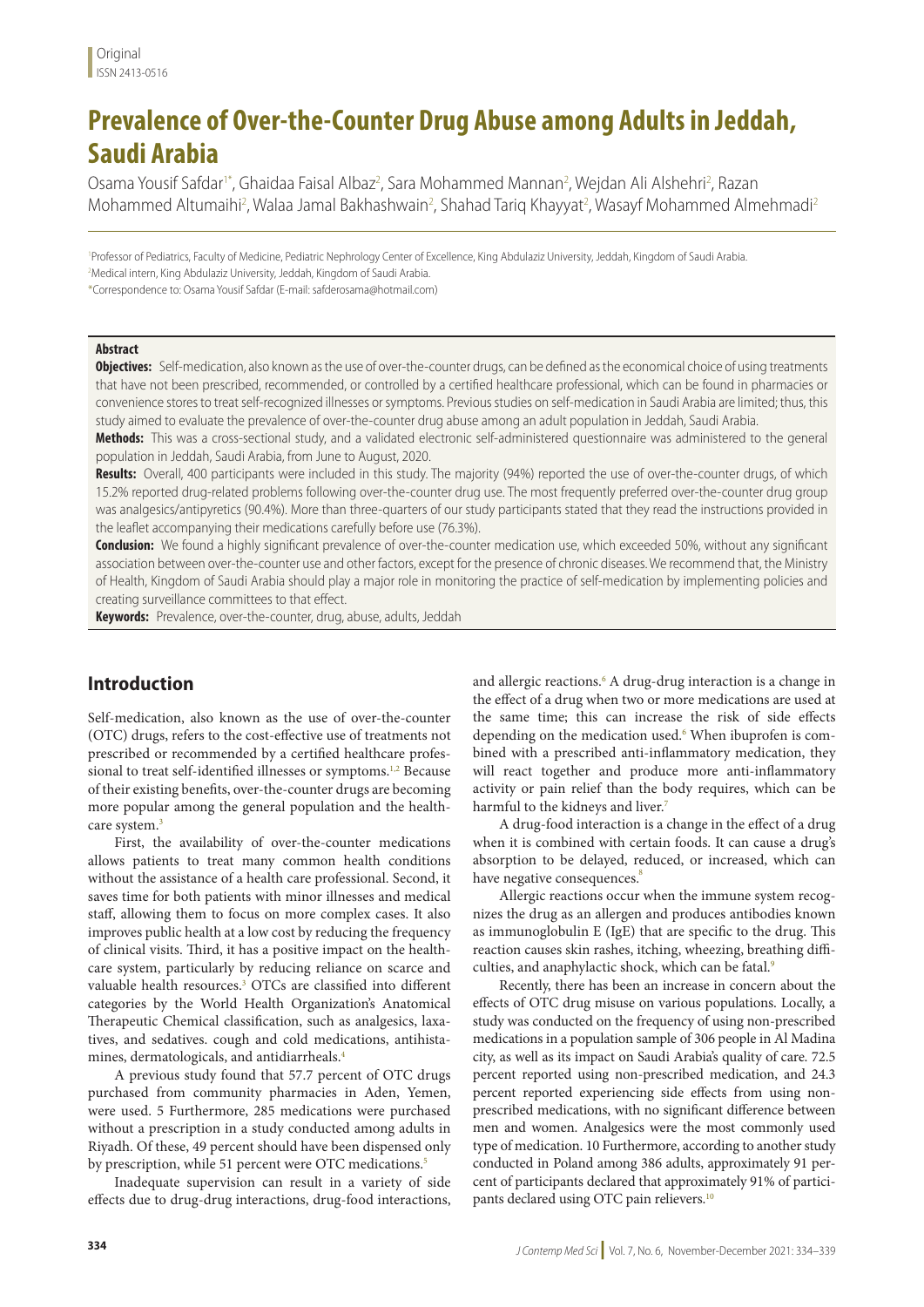Original
ISSN 2413-0516

# Prevalence of Over-the-Counter Drug Abuse among Adults in Jeddah, Saudi Arabia

Osama Yousif Safdar[1*], Ghaidaa Faisal Albaz[2], Sara Mohammed Mannan[2], Wejdan Ali Alshehri[2], Razan Mohammed Altumaihi[2], Walaa Jamal Bakhashwain[2], Shahad Tariq Khayyat[2], Wasayf Mohammed Almehmadi[2]

[1]Professor of Pediatrics, Faculty of Medicine, Pediatric Nephrology Center of Excellence, King Abdulaziz University, Jeddah, Kingdom of Saudi Arabia.
[2]Medical intern, King Abdulaziz University, Jeddah, Kingdom of Saudi Arabia.
*Correspondence to: Osama Yousif Safdar (E-mail: safderosama@hotmail.com)

**Abstract**

**Objectives:** Self-medication, also known as the use of over-the-counter drugs, can be defined as the economical choice of using treatments that have not been prescribed, recommended, or controlled by a certified healthcare professional, which can be found in pharmacies or convenience stores to treat self-recognized illnesses or symptoms. Previous studies on self-medication in Saudi Arabia are limited; thus, this study aimed to evaluate the prevalence of over-the-counter drug abuse among an adult population in Jeddah, Saudi Arabia.

**Methods:** This was a cross-sectional study, and a validated electronic self-administered questionnaire was administered to the general population in Jeddah, Saudi Arabia, from June to August, 2020.

**Results:** Overall, 400 participants were included in this study. The majority (94%) reported the use of over-the-counter drugs, of which 15.2% reported drug-related problems following over-the-counter drug use. The most frequently preferred over-the-counter drug group was analgesics/antipyretics (90.4%). More than three-quarters of our study participants stated that they read the instructions provided in the leaflet accompanying their medications carefully before use (76.3%).

**Conclusion:** We found a highly significant prevalence of over-the-counter medication use, which exceeded 50%, without any significant association between over-the-counter use and other factors, except for the presence of chronic diseases. We recommend that, the Ministry of Health, Kingdom of Saudi Arabia should play a major role in monitoring the practice of self-medication by implementing policies and creating surveillance committees to that effect.

**Keywords:** Prevalence, over-the-counter, drug, abuse, adults, Jeddah

## Introduction

Self-medication, also known as the use of over-the-counter (OTC) drugs, refers to the cost-effective use of treatments that are not prescribed or recommended by a certified healthcare professional to treat self-identified illnesses or symptoms.[1,2] Because of their existing benefits, over-the-counter drugs are becoming more popular among the general population and the healthcare system.[3]

First, the availability of over-the-counter medications allows patients to treat many common health conditions without the assistance of a health care professional. Second, it saves time for both patients with minor illnesses and medical staff, allowing them to focus on more complex cases. It also improves public health at a low cost by reducing the frequency of clinical visits. Third, it has a positive impact on the healthcare system, particularly by reducing reliance on scarce and valuable health resources.[3] OTCs are classified into different categories by the World Health Organization's Anatomical Therapeutic Chemical classification, such as analgesics, laxatives, and sedatives. cough and cold medications, antihistamines, dermatologicals, and antidiarrheals.[4]

A previous study found that 57.7 percent of OTC drugs purchased from community pharmacies in Aden, Yemen, were used. 5 Furthermore, 285 medications were purchased without a prescription in a study conducted among adults in Riyadh. Of these, 49 percent should have been dispensed only by prescription, while 51 percent were OTC medications.[5]

Inadequate supervision can result in a variety of side effects due to drug-drug interactions, drug-food interactions, and allergic reactions.[6] A drug-drug interaction is a change in the effect of a drug when two or more medications are used at the same time; this can increase the risk of side effects depending on the medication used.[6] When ibuprofen is combined with a prescribed anti-inflammatory medication, they will react together and produce more anti-inflammatory activity or pain relief than the body requires, which can be harmful to the kidneys and liver.[7]

A drug-food interaction is a change in the effect of a drug when it is combined with certain foods. It can cause a drug's absorption to be delayed, reduced, or increased, which can have negative consequences.[8]

Allergic reactions occur when the immune system recognizes the drug as an allergen and produces antibodies known as immunoglobulin E (IgE) that are specific to the drug. This reaction causes skin rashes, itching, wheezing, breathing difficulties, and anaphylactic shock, which can be fatal.[9]

Recently, there has been an increase in concern about the effects of OTC drug misuse on various populations. Locally, a study was conducted on the frequency of using non-prescribed medications in a population sample of 306 people in Al Madina city, as well as its impact on Saudi Arabia's quality of care. 72.5 percent reported using non-prescribed medication, and 24.3 percent reported experiencing side effects from using non-prescribed medications, with no significant difference between men and women. Analgesics were the most commonly used type of medication. 10 Furthermore, according to another study conducted in Poland among 386 adults, approximately 91 percent of participants declared that approximately 91% of participants declared using OTC pain relievers.[10]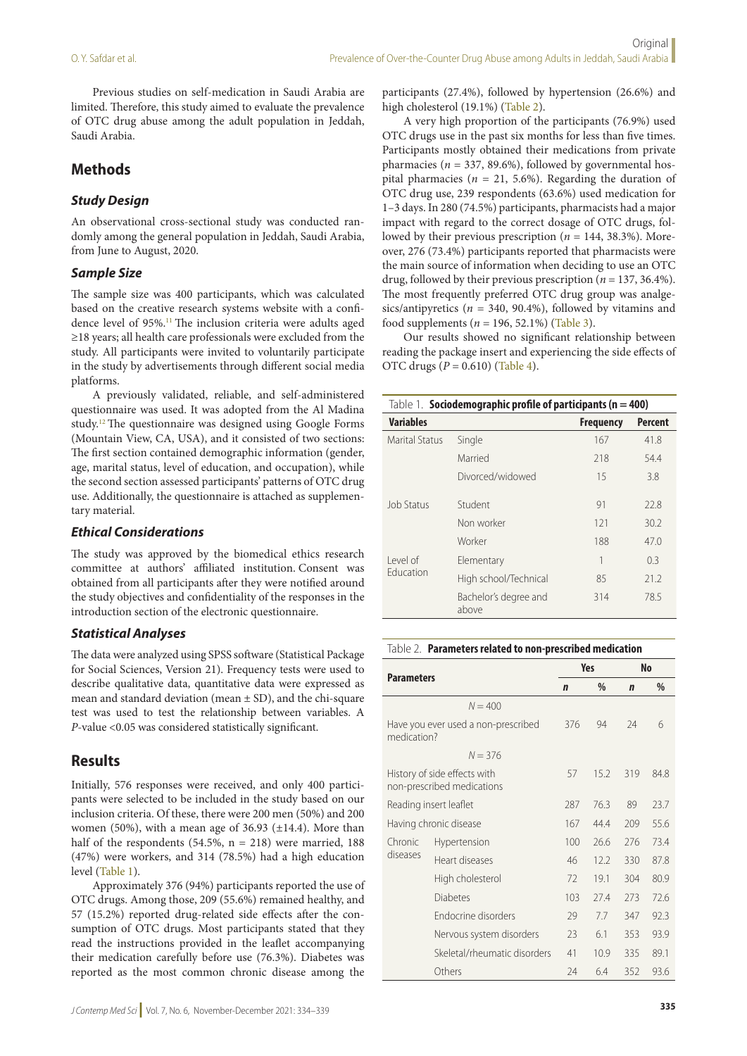Previous studies on self-medication in Saudi Arabia are limited. Therefore, this study aimed to evaluate the prevalence of OTC drug abuse among the adult population in Jeddah, Saudi Arabia.

## Methods

### *Study Design*

An observational cross-sectional study was conducted randomly among the general population in Jeddah, Saudi Arabia, from June to August, 2020.

### *Sample Size*

The sample size was 400 participants, which was calculated based on the creative research systems website with a confidence level of 95%.[11] The inclusion criteria were adults aged ≥18 years; all health care professionals were excluded from the study. All participants were invited to voluntarily participate in the study by advertisements through different social media platforms.

A previously validated, reliable, and self-administered questionnaire was used. It was adopted from the Al Madina study.[12] The questionnaire was designed using Google Forms (Mountain View, CA, USA), and it consisted of two sections: The first section contained demographic information (gender, age, marital status, level of education, and occupation), while the second section assessed participants' patterns of OTC drug use. Additionally, the questionnaire is attached as supplementary material.

### *Ethical Considerations*

The study was approved by the biomedical ethics research committee at authors' affiliated institution. Consent was obtained from all participants after they were notified around the study objectives and confidentiality of the responses in the introduction section of the electronic questionnaire.

### *Statistical Analyses*

The data were analyzed using SPSS software (Statistical Package for Social Sciences, Version 21). Frequency tests were used to describe qualitative data, quantitative data were expressed as mean and standard deviation (mean ± SD), and the chi-square test was used to test the relationship between variables. A *P*-value <0.05 was considered statistically significant.

## Results

Initially, 576 responses were received, and only 400 participants were selected to be included in the study based on our inclusion criteria. Of these, there were 200 men (50%) and 200 women (50%), with a mean age of 36.93 (±14.4). More than half of the respondents (54.5%, n = 218) were married, 188 (47%) were workers, and 314 (78.5%) had a high education level (Table 1).

Approximately 376 (94%) participants reported the use of OTC drugs. Among those, 209 (55.6%) remained healthy, and 57 (15.2%) reported drug-related side effects after the consumption of OTC drugs. Most participants stated that they read the instructions provided in the leaflet accompanying their medication carefully before use (76.3%). Diabetes was reported as the most common chronic disease among the participants (27.4%), followed by hypertension (26.6%) and high cholesterol (19.1%) (Table 2).

A very high proportion of the participants (76.9%) used OTC drugs use in the past six months for less than five times. Participants mostly obtained their medications from private pharmacies (*n* = 337, 89.6%), followed by governmental hospital pharmacies (*n* = 21, 5.6%). Regarding the duration of OTC drug use, 239 respondents (63.6%) used medication for 1–3 days. In 280 (74.5%) participants, pharmacists had a major impact with regard to the correct dosage of OTC drugs, followed by their previous prescription (*n* = 144, 38.3%). Moreover, 276 (73.4%) participants reported that pharmacists were the main source of information when deciding to use an OTC drug, followed by their previous prescription (*n* = 137, 36.4%). The most frequently preferred OTC drug group was analgesics/antipyretics (*n* = 340, 90.4%), followed by vitamins and food supplements (*n* = 196, 52.1%) (Table 3).

Our results showed no significant relationship between reading the package insert and experiencing the side effects of OTC drugs (*P* = 0.610) (Table 4).

Table 1. **Sociodemographic profile of participants (n = 400)**

| Variables | | Frequency | Percent |
|---|---|---|---|
| Marital Status | Single | 167 | 41.8 |
| | Married | 218 | 54.4 |
| | Divorced/widowed | 15 | 3.8 |
| Job Status | Student | 91 | 22.8 |
| | Non worker | 121 | 30.2 |
| | Worker | 188 | 47.0 |
| Level of Education | Elementary | 1 | 0.3 |
| | High school/Technical | 85 | 21.2 |
| | Bachelor's degree and above | 314 | 78.5 |

Table 2. **Parameters related to non-prescribed medication**

| Parameters | | Yes | | No | |
|---|---|---|---|---|---|
| | | *n* | % | *n* | % |
| *N* = 400 | | | | | |
| Have you ever used a non-prescribed medication? | | 376 | 94 | 24 | 6 |
| *N* = 376 | | | | | |
| History of side effects with non-prescribed medications | | 57 | 15.2 | 319 | 84.8 |
| Reading insert leaflet | | 287 | 76.3 | 89 | 23.7 |
| Having chronic disease | | 167 | 44.4 | 209 | 55.6 |
| Chronic diseases | Hypertension | 100 | 26.6 | 276 | 73.4 |
| | Heart diseases | 46 | 12.2 | 330 | 87.8 |
| | High cholesterol | 72 | 19.1 | 304 | 80.9 |
| | Diabetes | 103 | 27.4 | 273 | 72.6 |
| | Endocrine disorders | 29 | 7.7 | 347 | 92.3 |
| | Nervous system disorders | 23 | 6.1 | 353 | 93.9 |
| | Skeletal/rheumatic disorders | 41 | 10.9 | 335 | 89.1 |
| | Others | 24 | 6.4 | 352 | 93.6 |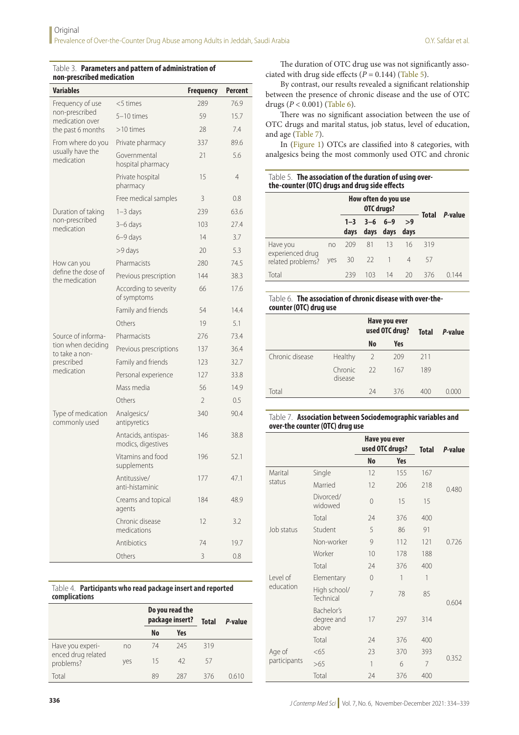Table 3. **Parameters and pattern of administration of non-prescribed medication**

| Variables | | Frequency | Percent |
|---|---|---|---|
| Frequency of use non-prescribed medication over the past 6 months | <5 times | 289 | 76.9 |
| | 5–10 times | 59 | 15.7 |
| | >10 times | 28 | 7.4 |
| From where do you usually have the medication | Private pharmacy | 337 | 89.6 |
| | Governmental hospital pharmacy | 21 | 5.6 |
| | Private hospital pharmacy | 15 | 4 |
| | Free medical samples | 3 | 0.8 |
| Duration of taking non-prescribed medication | 1–3 days | 239 | 63.6 |
| | 3–6 days | 103 | 27.4 |
| | 6–9 days | 14 | 3.7 |
| | >9 days | 20 | 5.3 |
| How can you define the dose of the medication | Pharmacists | 280 | 74.5 |
| | Previous prescription | 144 | 38.3 |
| | According to severity of symptoms | 66 | 17.6 |
| | Family and friends | 54 | 14.4 |
| | Others | 19 | 5.1 |
| Source of information when deciding to take a non-prescribed medication | Pharmacists | 276 | 73.4 |
| | Previous prescriptions | 137 | 36.4 |
| | Family and friends | 123 | 32.7 |
| | Personal experience | 127 | 33.8 |
| | Mass media | 56 | 14.9 |
| | Others | 2 | 0.5 |
| Type of medication commonly used | Analgesics/ antipyretics | 340 | 90.4 |
| | Antacids, antispasmodics, digestives | 146 | 38.8 |
| | Vitamins and food supplements | 196 | 52.1 |
| | Antitussive/ anti-histaminic | 177 | 47.1 |
| | Creams and topical agents | 184 | 48.9 |
| | Chronic disease medications | 12 | 3.2 |
| | Antibiotics | 74 | 19.7 |
| | Others | 3 | 0.8 |

Table 4. **Participants who read package insert and reported complications**

| | | Do you read the package insert? | | Total | *P*-value |
|---|---|---|---|---|---|
| | | No | Yes | | |
| Have you experienced drug related problems? | no | 74 | 245 | 319 | |
| | yes | 15 | 42 | 57 | |
| Total | | 89 | 287 | 376 | 0.610 |

The duration of OTC drug use was not significantly associated with drug side effects ($P = 0.144$) (Table 5).

By contrast, our results revealed a significant relationship between the presence of chronic disease and the use of OTC drugs ($P < 0.001$) (Table 6).

There was no significant association between the use of OTC drugs and marital status, job status, level of education, and age (Table 7).

In (Figure 1) OTCs are classified into 8 categories, with analgesics being the most commonly used OTC and chronic

Table 5. **The association of the duration of using over-the-counter (OTC) drugs and drug side effects**

| | | How often do you use OTC drugs? | | | | Total | *P*-value |
|---|---|---|---|---|---|---|---|
| | | 1–3 days | 3–6 days | 6–9 days | >9 days | | |
| Have you experienced drug related problems? | no | 209 | 81 | 13 | 16 | 319 | |
| | yes | 30 | 22 | 1 | 4 | 57 | |
| Total | | 239 | 103 | 14 | 20 | 376 | 0.144 |

Table 6. **The association of chronic disease with over-the-counter (OTC) drug use**

| | | Have you ever used OTC drug? | | Total | *P*-value |
|---|---|---|---|---|---|
| | | No | Yes | | |
| Chronic disease | Healthy | 2 | 209 | 211 | |
| | Chronic disease | 22 | 167 | 189 | |
| Total | | 24 | 376 | 400 | 0.000 |

Table 7. **Association between Sociodemographic variables and over-the counter (OTC) drug use**

| | | Have you ever used OTC drugs? | | Total | *P*-value |
|---|---|---|---|---|---|
| | | No | Yes | | |
| Marital status | Single | 12 | 155 | 167 | 0.480 |
| | Married | 12 | 206 | 218 | |
| | Divorced/ widowed | 0 | 15 | 15 | |
| | Total | 24 | 376 | 400 | |
| Job status | Student | 5 | 86 | 91 | 0.726 |
| | Non-worker | 9 | 112 | 121 | |
| | Worker | 10 | 178 | 188 | |
| | Total | 24 | 376 | 400 | |
| Level of education | Elementary | 0 | 1 | 1 | 0.604 |
| | High school/ Technical | 7 | 78 | 85 | |
| | Bachelor's degree and above | 17 | 297 | 314 | |
| | Total | 24 | 376 | 400 | |
| Age of participants | <65 | 23 | 370 | 393 | 0.352 |
| | >65 | 1 | 6 | 7 | |
| | Total | 24 | 376 | 400 | |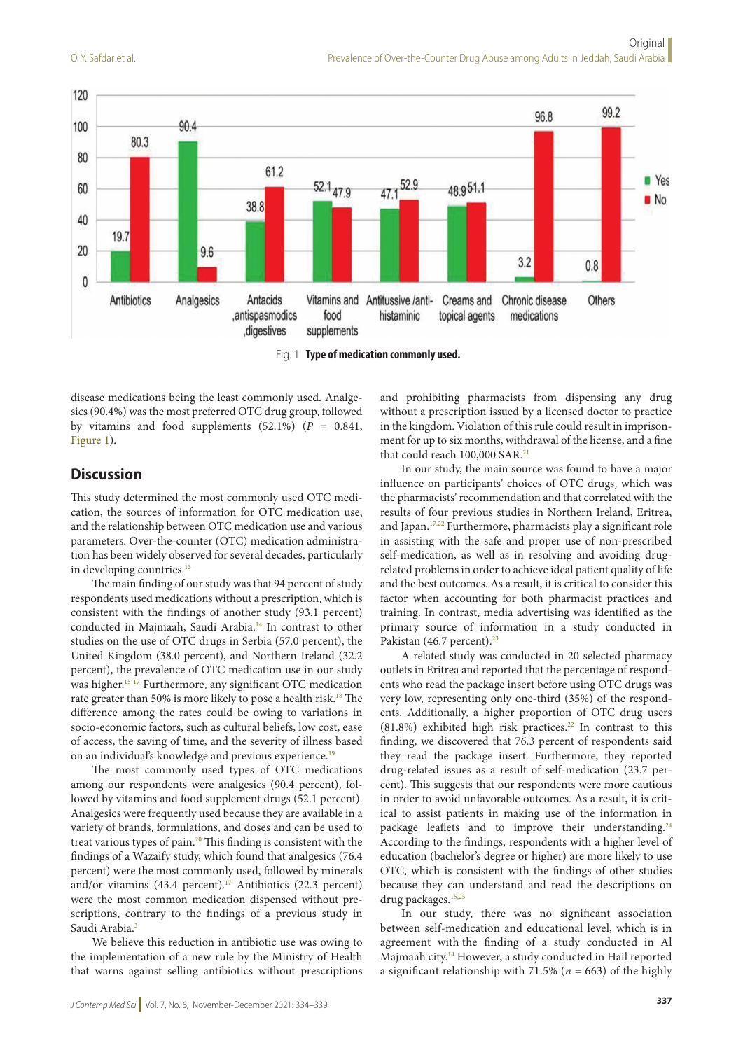Fig. 1 **Type of medication commonly used.**

disease medications being the least commonly used. Analgesics (90.4%) was the most preferred OTC drug group, followed by vitamins and food supplements (52.1%) ($P$ = 0.841, Figure 1).

## Discussion

This study determined the most commonly used OTC medication, the sources of information for OTC medication use, and the relationship between OTC medication use and various parameters. Over-the-counter (OTC) medication administration has been widely observed for several decades, particularly in developing countries.[13]

The main finding of our study was that 94 percent of study respondents used medications without a prescription, which is consistent with the findings of another study (93.1 percent) conducted in Majmaah, Saudi Arabia.[14] In contrast to other studies on the use of OTC drugs in Serbia (57.0 percent), the United Kingdom (38.0 percent), and Northern Ireland (32.2 percent), the prevalence of OTC medication use in our study was higher.[15-17] Furthermore, any significant OTC medication rate greater than 50% is more likely to pose a health risk.[18] The difference among the rates could be owing to variations in socio-economic factors, such as cultural beliefs, low cost, ease of access, the saving of time, and the severity of illness based on an individual's knowledge and previous experience.[19]

The most commonly used types of OTC medications among our respondents were analgesics (90.4 percent), followed by vitamins and food supplement drugs (52.1 percent). Analgesics were frequently used because they are available in a variety of brands, formulations, and doses and can be used to treat various types of pain.[20] This finding is consistent with the findings of a Wazaify study, which found that analgesics (76.4 percent) were the most commonly used, followed by minerals and/or vitamins (43.4 percent).[17] Antibiotics (22.3 percent) were the most common medication dispensed without prescriptions, contrary to the findings of a previous study in Saudi Arabia.[3]

We believe this reduction in antibiotic use was owing to the implementation of a new rule by the Ministry of Health that warns against selling antibiotics without prescriptions and prohibiting pharmacists from dispensing any drug without a prescription issued by a licensed doctor to practice in the kingdom. Violation of this rule could result in imprisonment for up to six months, withdrawal of the license, and a fine that could reach 100,000 SAR.[21]

In our study, the main source was found to have a major influence on participants' choices of OTC drugs, which was the pharmacists' recommendation and that correlated with the results of four previous studies in Northern Ireland, Eritrea, and Japan.[17,22] Furthermore, pharmacists play a significant role in assisting with the safe and proper use of non-prescribed self-medication, as well as in resolving and avoiding drug-related problems in order to achieve ideal patient quality of life and the best outcomes. As a result, it is critical to consider this factor when accounting for both pharmacist practices and training. In contrast, media advertising was identified as the primary source of information in a study conducted in Pakistan (46.7 percent).[23]

A related study was conducted in 20 selected pharmacy outlets in Eritrea and reported that the percentage of respondents who read the package insert before using OTC drugs was very low, representing only one-third (35%) of the respondents. Additionally, a higher proportion of OTC drug users (81.8%) exhibited high risk practices.[22] In contrast to this finding, we discovered that 76.3 percent of respondents said they read the package insert. Furthermore, they reported drug-related issues as a result of self-medication (23.7 percent). This suggests that our respondents were more cautious in order to avoid unfavorable outcomes. As a result, it is critical to assist patients in making use of the information in package leaflets and to improve their understanding.[24] According to the findings, respondents with a higher level of education (bachelor's degree or higher) are more likely to use OTC, which is consistent with the findings of other studies because they can understand and read the descriptions on drug packages.[15,25]

In our study, there was no significant association between self-medication and educational level, which is in agreement with the finding of a study conducted in Al Majmaah city.[14] However, a study conducted in Hail reported a significant relationship with 71.5% ($n$ = 663) of the highly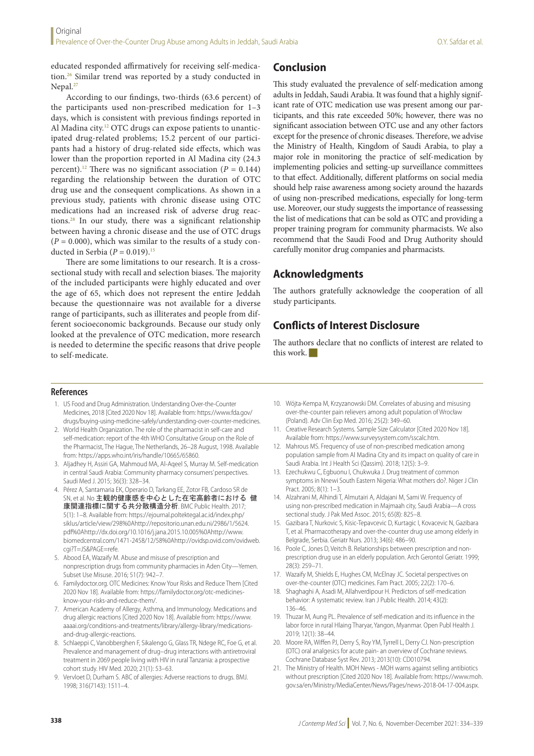educated responded affirmatively for receiving self-medication.[26] Similar trend was reported by a study conducted in Nepal.[27]

According to our findings, two-thirds (63.6 percent) of the participants used non-prescribed medication for 1–3 days, which is consistent with previous findings reported in Al Madina city.[12] OTC drugs can expose patients to unanticipated drug-related problems; 15.2 percent of our participants had a history of drug-related side effects, which was lower than the proportion reported in Al Madina city (24.3 percent).[12] There was no significant association ($P = 0.144$) regarding the relationship between the duration of OTC drug use and the consequent complications. As shown in a previous study, patients with chronic disease using OTC medications had an increased risk of adverse drug reactions.[28] In our study, there was a significant relationship between having a chronic disease and the use of OTC drugs ($P = 0.000$), which was similar to the results of a study conducted in Serbia ($P = 0.019$).[15]

There are some limitations to our research. It is a cross-sectional study with recall and selection biases. The majority of the included participants were highly educated and over the age of 65, which does not represent the entire Jeddah because the questionnaire was not available for a diverse range of participants, such as illiterates and people from different socioeconomic backgrounds. Because our study only looked at the prevalence of OTC medication, more research is needed to determine the specific reasons that drive people to self-medicate.

## Conclusion

This study evaluated the prevalence of self-medication among adults in Jeddah, Saudi Arabia. It was found that a highly significant rate of OTC medication use was present among our participants, and this rate exceeded 50%; however, there was no significant association between OTC use and any other factors except for the presence of chronic diseases. Therefore, we advise the Ministry of Health, Kingdom of Saudi Arabia, to play a major role in monitoring the practice of self-medication by implementing policies and setting-up surveillance committees to that effect. Additionally, different platforms on social media should help raise awareness among society around the hazards of using non-prescribed medications, especially for long-term use. Moreover, our study suggests the importance of reassessing the list of medications that can be sold as OTC and providing a proper training program for community pharmacists. We also recommend that the Saudi Food and Drug Authority should carefully monitor drug companies and pharmacists.

## Acknowledgments

The authors gratefully acknowledge the cooperation of all study participants.

## Conflicts of Interest Disclosure

The authors declare that no conflicts of interest are related to this work.

## References

1. US Food and Drug Administration. Understanding Over-the-Counter Medicines, 2018 [Cited 2020 Nov 18]. Available from: https://www.fda.gov/drugs/buying-using-medicine-safely/understanding-over-counter-medicines.
2. World Health Organization. The role of the pharmacist in self-care and self-medication: report of the 4th WHO Consultative Group on the Role of the Pharmacist, The Hague, The Netherlands, 26–28 August, 1998. Available from: https://apps.who.int/iris/handle/10665/65860.
3. Aljadhey H, Assiri GA, Mahmoud MA, Al-Aqeel S, Murray M. Self-medication in central Saudi Arabia: Community pharmacy consumers' perspectives. Saudi Med J. 2015; 36(3): 328–34.
4. Pérez A, Santamaria EK, Operario D, Tarkang EE, Zotor FB, Cardoso SR de SN, et al. No 主観的健康感を中心とした在宅高齢者における 健康関連指標に関する共分散構造分析. BMC Public Health. 2017; 5(1): 1–8. Available from: https://ejournal.poltektegal.ac.id/index.php/siklus/article/view/298%0Ahttp://repositorio.unan.edu.ni/2986/1/5624.pdf%0Ahttp://dx.doi.org/10.1016/j.jana.2015.10.005%0Ahttp://www.biomedcentral.com/1471-2458/12/58%0Ahttp://ovidsp.ovid.com/ovidweb.cgi?T=JS&PAGE=refe.
5. Abood EA, Wazaify M. Abuse and misuse of prescription and nonprescription drugs from community pharmacies in Aden City—Yemen. Subset Use Misuse. 2016; 51(7): 942–7.
6. Familydoctor.org. OTC Medicines: Know Your Risks and Reduce Them [Cited 2020 Nov 18]. Available from: https://familydoctor.org/otc-medicines-know-your-risks-and-reduce-them/.
7. American Academy of Allergy, Asthma, and Immunology. Medications and drug allergic reactions [Cited 2020 Nov 18]. Available from: https://www.aaaai.org/conditions-and-treatments/library/allergy-library/medications-and-drug-allergic-reactions.
8. Schlaeppi C, Vanobberghen F, Sikalengo G, Glass TR, Ndege RC, Foe G, et al. Prevalence and management of drug–drug interactions with antiretroviral treatment in 2069 people living with HIV in rural Tanzania: a prospective cohort study. HIV Med. 2020; 21(1): 53–63.
9. Vervloet D, Durham S. ABC of allergies: Adverse reactions to drugs. BMJ. 1998; 316(7143): 1511–4.
10. Wójta-Kempa M, Krzyzanowski DM. Correlates of abusing and misusing over-the-counter pain relievers among adult population of Wrocław (Poland). Adv Clin Exp Med. 2016; 25(2): 349–60.
11. Creative Research Systems. Sample Size Calculator [Cited 2020 Nov 18]. Available from: https://www.surveysystem.com/sscalc.htm.
12. Mahrous MS. Frequency of use of non-prescribed medication among population sample from Al Madina City and its impact on quality of care in Saudi Arabia. Int J Health Sci (Qassim). 2018; 12(5): 3–9.
13. Ezechukwu C, Egbuonu I, Chukwuka J. Drug treatment of common symptoms in Nnewi South Eastern Nigeria: What mothers do?. Niger J Clin Pract. 2005; 8(1): 1–3.
14. Alzahrani M, Alhindi T, Almutairi A, Aldajani M, Sami W. Frequency of using non-prescribed medication in Majmaah city, Saudi Arabia—A cross sectional study. J Pak Med Assoc. 2015; 65(8): 825–8.
15. Gazibara T, Nurkovic S, Kisic-Tepavcevic D, Kurtagic I, Kovacevic N, Gazibara T, et al. Pharmacotherapy and over-the-counter drug use among elderly in Belgrade, Serbia. Geriatr Nurs. 2013; 34(6): 486–90.
16. Poole C, Jones D, Veitch B. Relationships between prescription and non-prescription drug use in an elderly population. Arch Gerontol Geriatr. 1999; 28(3): 259–71.
17. Wazaify M, Shields E, Hughes CM, McElnay JC. Societal perspectives on over-the-counter (OTC) medicines. Fam Pract. 2005; 22(2): 170–6.
18. Shaghaghi A, Asadi M, Allahverdipour H. Predictors of self-medication behavior: A systematic review. Iran J Public Health. 2014; 43(2): 136–46.
19. Thuzar M, Aung PL. Prevalence of self-medication and its influence in the labor force in rural Hlaing Tharyar, Yangon, Myanmar. Open Publ Health J. 2019; 12(1): 38–44.
20. Moore RA, Wiffen PJ, Derry S, Roy YM, Tyrrell L, Derry CJ. Non-prescription (OTC) oral analgesics for acute pain- an overview of Cochrane reviews. Cochrane Database Syst Rev. 2013; 2013(10): CD010794.
21. The Ministry of Health. MOH News - MOH warns against selling antibiotics without prescription [Cited 2020 Nov 18]. Available from: https://www.moh.gov.sa/en/Ministry/MediaCenter/News/Pages/news-2018-04-17-004.aspx.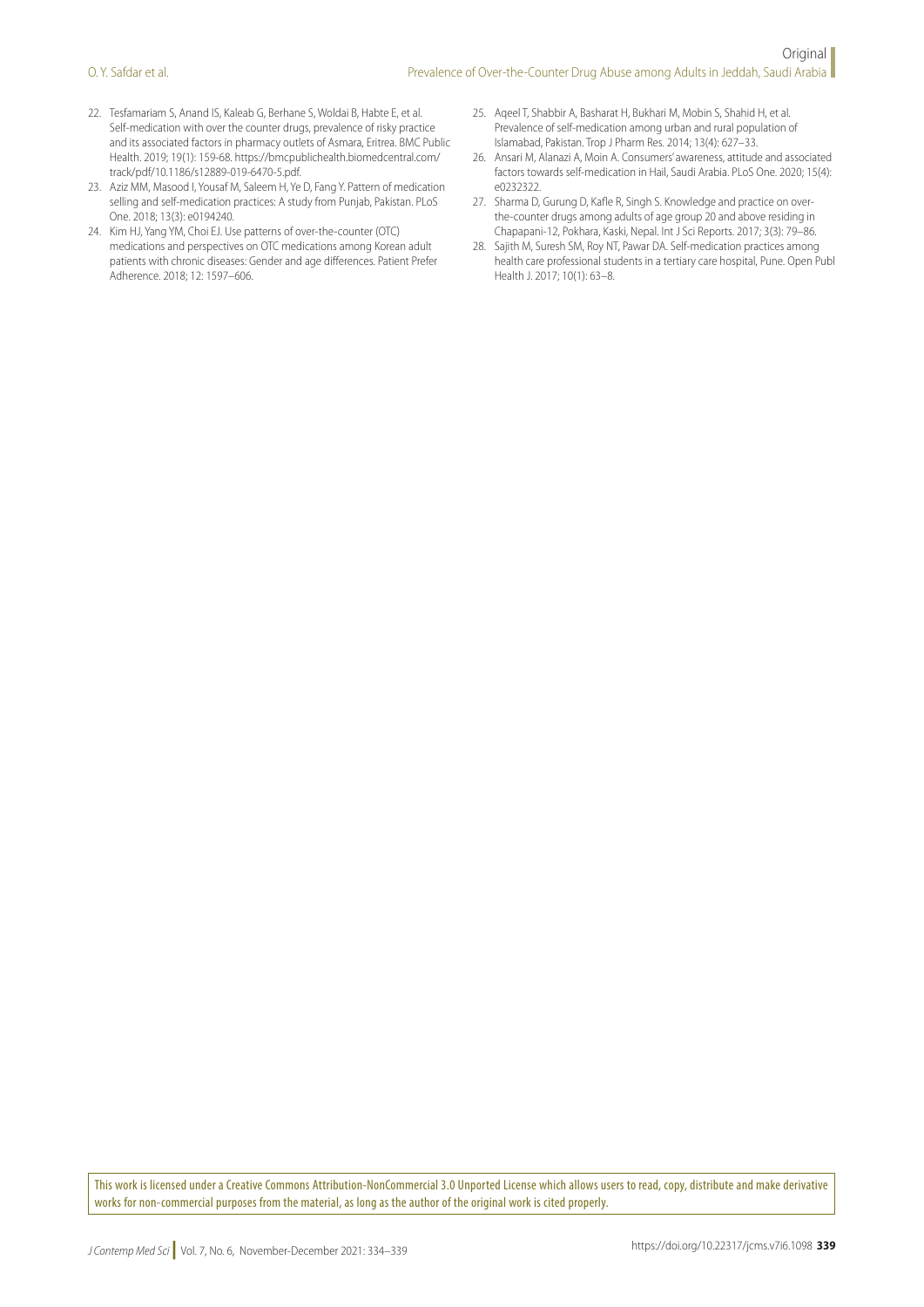22. Tesfamariam S, Anand IS, Kaleab G, Berhane S, Woldai B, Habte E, et al. Self-medication with over the counter drugs, prevalence of risky practice and its associated factors in pharmacy outlets of Asmara, Eritrea. BMC Public Health. 2019; 19(1): 159-68. https://bmcpublichealth.biomedcentral.com/track/pdf/10.1186/s12889-019-6470-5.pdf.
23. Aziz MM, Masood I, Yousaf M, Saleem H, Ye D, Fang Y. Pattern of medication selling and self-medication practices: A study from Punjab, Pakistan. PLoS One. 2018; 13(3): e0194240.
24. Kim HJ, Yang YM, Choi EJ. Use patterns of over-the-counter (OTC) medications and perspectives on OTC medications among Korean adult patients with chronic diseases: Gender and age differences. Patient Prefer Adherence. 2018; 12: 1597–606.
25. Aqeel T, Shabbir A, Basharat H, Bukhari M, Mobin S, Shahid H, et al. Prevalence of self-medication among urban and rural population of Islamabad, Pakistan. Trop J Pharm Res. 2014; 13(4): 627–33.
26. Ansari M, Alanazi A, Moin A. Consumers' awareness, attitude and associated factors towards self-medication in Hail, Saudi Arabia. PLoS One. 2020; 15(4): e0232322.
27. Sharma D, Gurung D, Kafle R, Singh S. Knowledge and practice on over-the-counter drugs among adults of age group 20 and above residing in Chapapani-12, Pokhara, Kaski, Nepal. Int J Sci Reports. 2017; 3(3): 79–86.
28. Sajith M, Suresh SM, Roy NT, Pawar DA. Self-medication practices among health care professional students in a tertiary care hospital, Pune. Open Publ Health J. 2017; 10(1): 63–8.

This work is licensed under a Creative Commons Attribution-NonCommercial 3.0 Unported License which allows users to read, copy, distribute and make derivative works for non-commercial purposes from the material, as long as the author of the original work is cited properly.